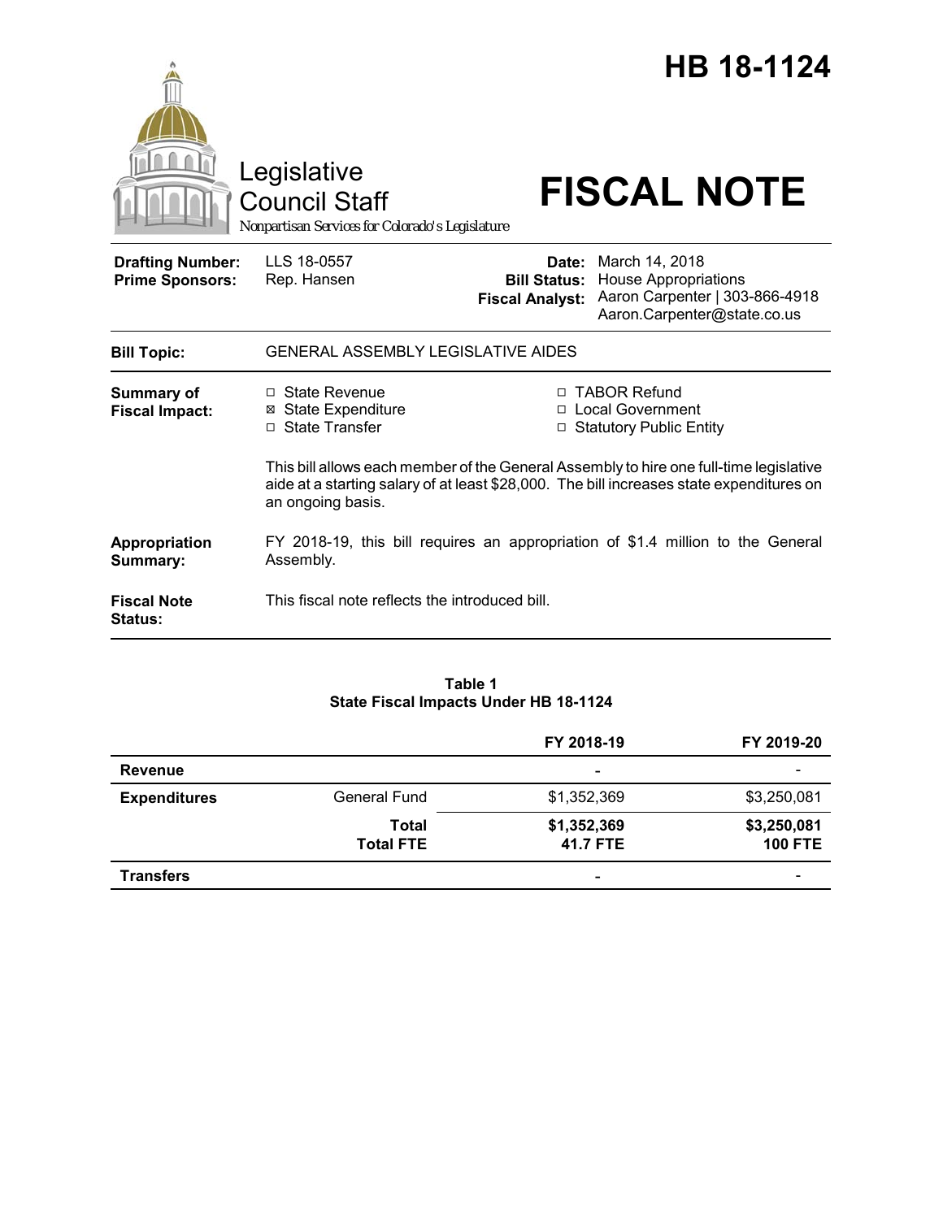# HB 18-1124

Legislative Council Staff

*Nonpartisan Services for Colorado's Legislature*

# FISCAL NOTE

| | | | |
|---|---|---|---|
| **Drafting Number:** | LLS 18-0557 | **Date:** | March 14, 2018 |
| **Prime Sponsors:** | Rep. Hansen | **Bill Status:** | House Appropriations |
| | | **Fiscal Analyst:** | Aaron Carpenter \| 303-866-4918 Aaron.Carpenter@state.co.us |

| | |
|---|---|
| **Bill Topic:** | GENERAL ASSEMBLY LEGISLATIVE AIDES |
| **Summary of Fiscal Impact:** | □ State Revenue ☒ State Expenditure □ State Transfer □ TABOR Refund □ Local Government □ Statutory Public Entity<br><br>This bill allows each member of the General Assembly to hire one full-time legislative aide at a starting salary of at least $28,000. The bill increases state expenditures on an ongoing basis. |
| **Appropriation Summary:** | FY 2018-19, this bill requires an appropriation of $1.4 million to the General Assembly. |
| **Fiscal Note Status:** | This fiscal note reflects the introduced bill. |

**Table 1**
**State Fiscal Impacts Under HB 18-1124**

| | | FY 2018-19 | FY 2019-20 |
|---|---|---|---|
| **Revenue** | | - | - |
| **Expenditures** | General Fund | $1,352,369 | $3,250,081 |
| | **Total** | **$1,352,369** | **$3,250,081** |
| | **Total FTE** | **41.7 FTE** | **100 FTE** |
| **Transfers** | | - | - |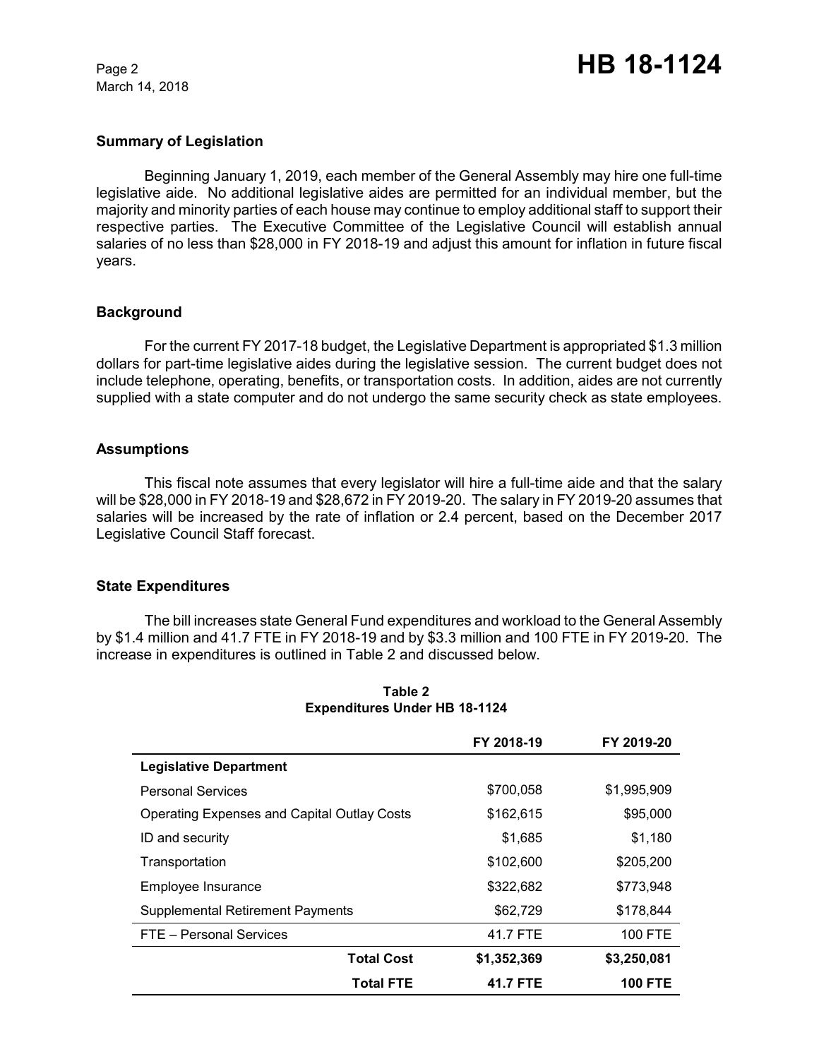## Summary of Legislation

Beginning January 1, 2019, each member of the General Assembly may hire one full-time legislative aide. No additional legislative aides are permitted for an individual member, but the majority and minority parties of each house may continue to employ additional staff to support their respective parties. The Executive Committee of the Legislative Council will establish annual salaries of no less than $28,000 in FY 2018-19 and adjust this amount for inflation in future fiscal years.

## Background

For the current FY 2017-18 budget, the Legislative Department is appropriated $1.3 million dollars for part-time legislative aides during the legislative session. The current budget does not include telephone, operating, benefits, or transportation costs. In addition, aides are not currently supplied with a state computer and do not undergo the same security check as state employees.

## Assumptions

This fiscal note assumes that every legislator will hire a full-time aide and that the salary will be $28,000 in FY 2018-19 and $28,672 in FY 2019-20. The salary in FY 2019-20 assumes that salaries will be increased by the rate of inflation or 2.4 percent, based on the December 2017 Legislative Council Staff forecast.

## State Expenditures

The bill increases state General Fund expenditures and workload to the General Assembly by $1.4 million and 41.7 FTE in FY 2018-19 and by $3.3 million and 100 FTE in FY 2019-20. The increase in expenditures is outlined in Table 2 and discussed below.

**Table 2**
**Expenditures Under HB 18-1124**

| | FY 2018-19 | FY 2019-20 |
|---|---|---|
| **Legislative Department** | | |
| Personal Services | $700,058 | $1,995,909 |
| Operating Expenses and Capital Outlay Costs | $162,615 | $95,000 |
| ID and security | $1,685 | $1,180 |
| Transportation | $102,600 | $205,200 |
| Employee Insurance | $322,682 | $773,948 |
| Supplemental Retirement Payments | $62,729 | $178,844 |
| FTE – Personal Services | 41.7 FTE | 100 FTE |
| **Total Cost** | **$1,352,369** | **$3,250,081** |
| **Total FTE** | **41.7 FTE** | **100 FTE** |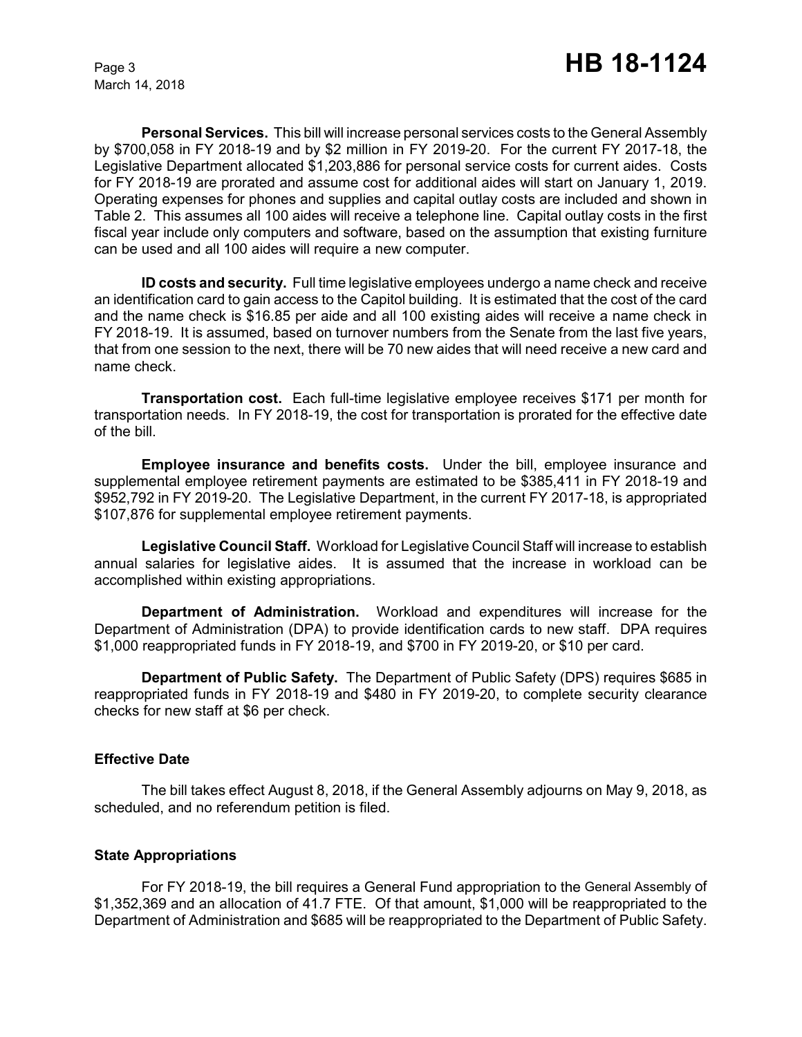**Personal Services.** This bill will increase personal services costs to the General Assembly by $700,058 in FY 2018-19 and by $2 million in FY 2019-20. For the current FY 2017-18, the Legislative Department allocated $1,203,886 for personal service costs for current aides. Costs for FY 2018-19 are prorated and assume cost for additional aides will start on January 1, 2019. Operating expenses for phones and supplies and capital outlay costs are included and shown in Table 2. This assumes all 100 aides will receive a telephone line. Capital outlay costs in the first fiscal year include only computers and software, based on the assumption that existing furniture can be used and all 100 aides will require a new computer.

**ID costs and security.** Full time legislative employees undergo a name check and receive an identification card to gain access to the Capitol building. It is estimated that the cost of the card and the name check is $16.85 per aide and all 100 existing aides will receive a name check in FY 2018-19. It is assumed, based on turnover numbers from the Senate from the last five years, that from one session to the next, there will be 70 new aides that will need receive a new card and name check.

**Transportation cost.** Each full-time legislative employee receives $171 per month for transportation needs. In FY 2018-19, the cost for transportation is prorated for the effective date of the bill.

**Employee insurance and benefits costs.** Under the bill, employee insurance and supplemental employee retirement payments are estimated to be $385,411 in FY 2018-19 and $952,792 in FY 2019-20. The Legislative Department, in the current FY 2017-18, is appropriated $107,876 for supplemental employee retirement payments.

**Legislative Council Staff.** Workload for Legislative Council Staff will increase to establish annual salaries for legislative aides. It is assumed that the increase in workload can be accomplished within existing appropriations.

**Department of Administration.** Workload and expenditures will increase for the Department of Administration (DPA) to provide identification cards to new staff. DPA requires $1,000 reappropriated funds in FY 2018-19, and $700 in FY 2019-20, or $10 per card.

**Department of Public Safety.** The Department of Public Safety (DPS) requires $685 in reappropriated funds in FY 2018-19 and $480 in FY 2019-20, to complete security clearance checks for new staff at $6 per check.

## Effective Date

The bill takes effect August 8, 2018, if the General Assembly adjourns on May 9, 2018, as scheduled, and no referendum petition is filed.

## State Appropriations

For FY 2018-19, the bill requires a General Fund appropriation to the General Assembly of $1,352,369 and an allocation of 41.7 FTE. Of that amount, $1,000 will be reappropriated to the Department of Administration and $685 will be reappropriated to the Department of Public Safety.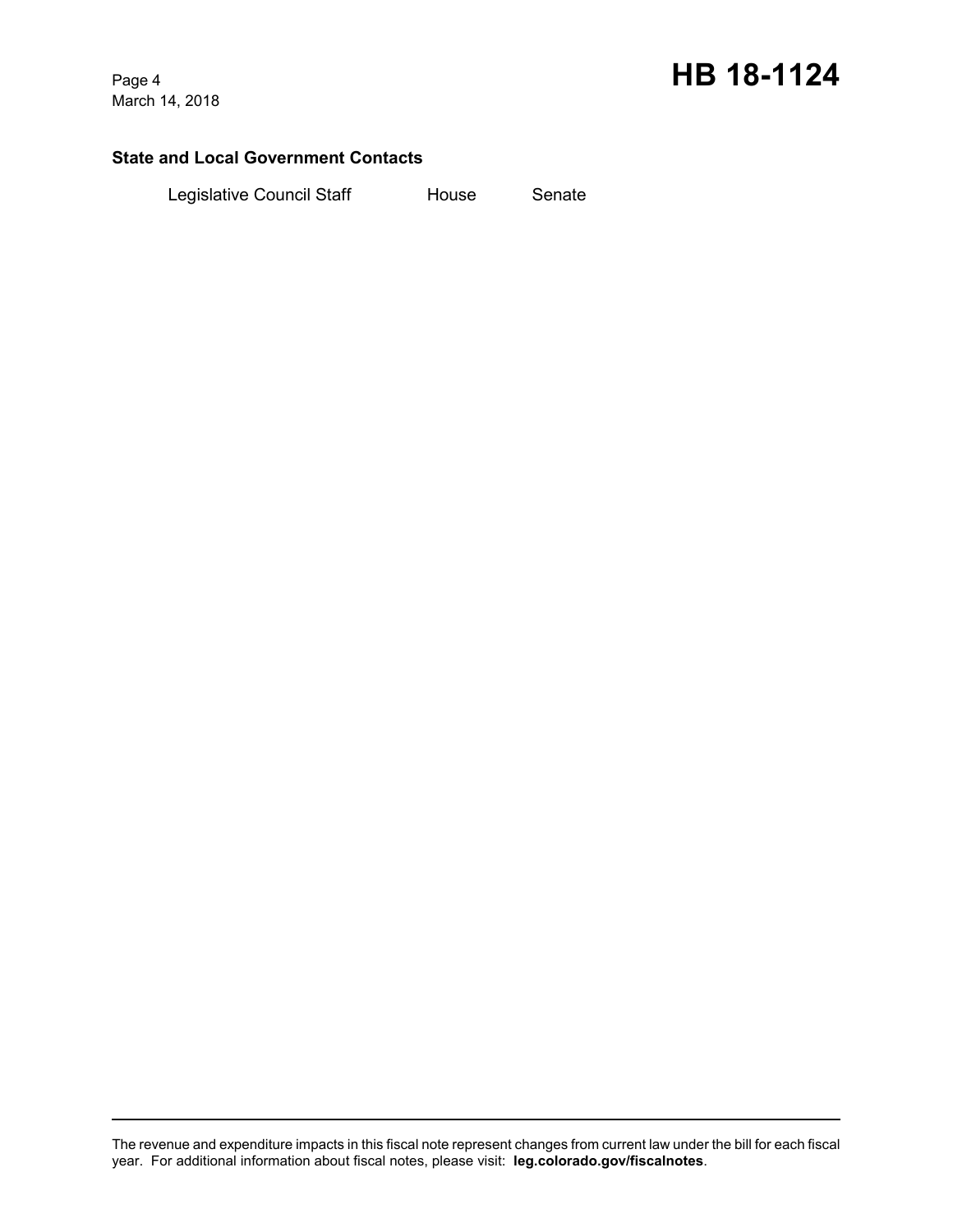### State and Local Government Contacts

| | | |
|---|---|---|
| Legislative Council Staff | House | Senate |

The revenue and expenditure impacts in this fiscal note represent changes from current law under the bill for each fiscal year. For additional information about fiscal notes, please visit: **leg.colorado.gov/fiscalnotes**.